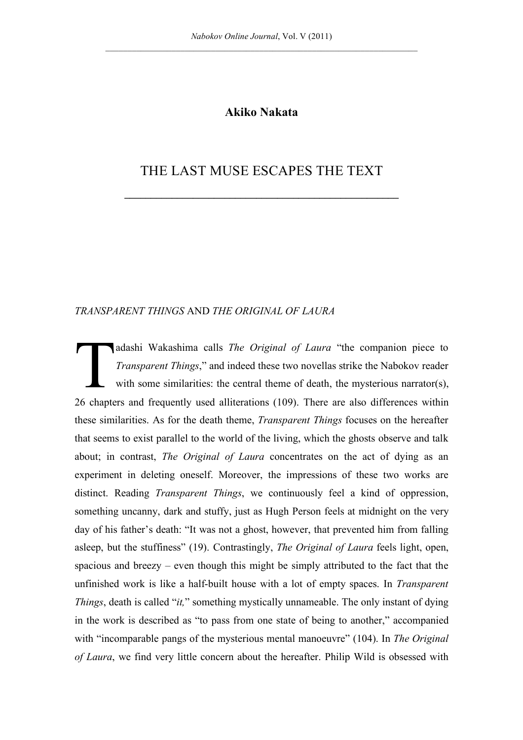**Akiko Nakata**

# THE LAST MUSE ESCAPES THE TEXT

## *TRANSPARENT THINGS* AND *THE ORIGINAL OF LAURA*

Tadashi Wakashima calls *The Original of Laura* "the companion piece to *Transparent Things*," and indeed these two novellas strike the Nabokov reader with some similarities: the central theme of death, the mysterious narrator(s), 26 chapters and frequently used alliterations (109). There are also differences within these similarities. As for the death theme, *Transparent Things* focuses on the hereafter that seems to exist parallel to the world of the living, which the ghosts observe and talk about; in contrast, *The Original of Laura* concentrates on the act of dying as an experiment in deleting oneself. Moreover, the impressions of these two works are distinct. Reading *Transparent Things*, we continuously feel a kind of oppression, something uncanny, dark and stuffy, just as Hugh Person feels at midnight on the very day of his father's death: "It was not a ghost, however, that prevented him from falling asleep, but the stuffiness" (19). Contrastingly, *The Original of Laura* feels light, open, spacious and breezy – even though this might be simply attributed to the fact that the unfinished work is like a half-built house with a lot of empty spaces. In *Transparent Things*, death is called "*it,*" something mystically unnameable. The only instant of dying in the work is described as "to pass from one state of being to another," accompanied with "incomparable pangs of the mysterious mental manoeuvre" (104). In *The Original of Laura*, we find very little concern about the hereafter. Philip Wild is obsessed with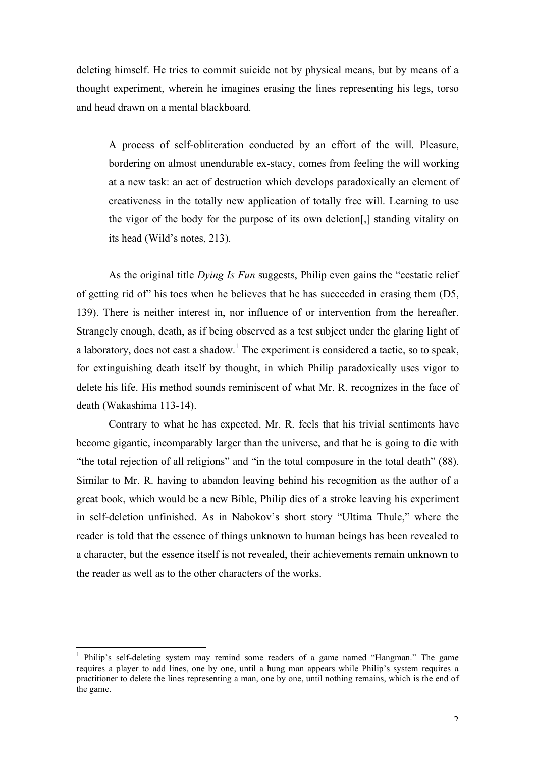deleting himself. He tries to commit suicide not by physical means, but by means of a thought experiment, wherein he imagines erasing the lines representing his legs, torso and head drawn on a mental blackboard.

> A process of self-obliteration conducted by an effort of the will. Pleasure, bordering on almost unendurable ex-stacy, comes from feeling the will working at a new task: an act of destruction which develops paradoxically an element of creativeness in the totally new application of totally free will. Learning to use the vigor of the body for the purpose of its own deletion[,] standing vitality on its head (Wild's notes, 213).

As the original title *Dying Is Fun* suggests, Philip even gains the "ecstatic relief of getting rid of" his toes when he believes that he has succeeded in erasing them (D5, 139). There is neither interest in, nor influence of or intervention from the hereafter. Strangely enough, death, as if being observed as a test subject under the glaring light of a laboratory, does not cast a shadow.[1] The experiment is considered a tactic, so to speak, for extinguishing death itself by thought, in which Philip paradoxically uses vigor to delete his life. His method sounds reminiscent of what Mr. R. recognizes in the face of death (Wakashima 113-14).

Contrary to what he has expected, Mr. R. feels that his trivial sentiments have become gigantic, incomparably larger than the universe, and that he is going to die with "the total rejection of all religions" and "in the total composure in the total death" (88). Similar to Mr. R. having to abandon leaving behind his recognition as the author of a great book, which would be a new Bible, Philip dies of a stroke leaving his experiment in self-deletion unfinished. As in Nabokov's short story "Ultima Thule," where the reader is told that the essence of things unknown to human beings has been revealed to a character, but the essence itself is not revealed, their achievements remain unknown to the reader as well as to the other characters of the works.

---

[1] Philip's self-deleting system may remind some readers of a game named "Hangman." The game requires a player to add lines, one by one, until a hung man appears while Philip's system requires a practitioner to delete the lines representing a man, one by one, until nothing remains, which is the end of the game.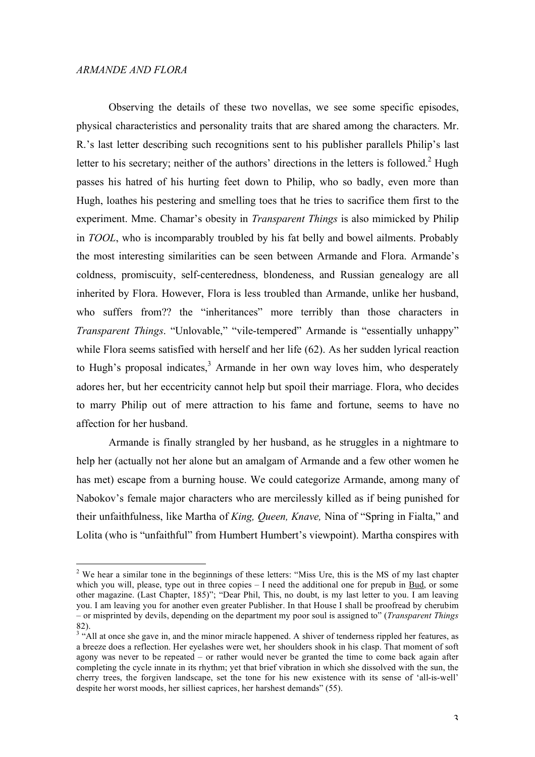*ARMANDE AND FLORA*

Observing the details of these two novellas, we see some specific episodes, physical characteristics and personality traits that are shared among the characters. Mr. R.'s last letter describing such recognitions sent to his publisher parallels Philip's last letter to his secretary; neither of the authors' directions in the letters is followed.[2] Hugh passes his hatred of his hurting feet down to Philip, who so badly, even more than Hugh, loathes his pestering and smelling toes that he tries to sacrifice them first to the experiment. Mme. Chamar's obesity in *Transparent Things* is also mimicked by Philip in *TOOL*, who is incomparably troubled by his fat belly and bowel ailments. Probably the most interesting similarities can be seen between Armande and Flora. Armande's coldness, promiscuity, self-centeredness, blondeness, and Russian genealogy are all inherited by Flora. However, Flora is less troubled than Armande, unlike her husband, who suffers from?? the "inheritances" more terribly than those characters in *Transparent Things*. "Unlovable," "vile-tempered" Armande is "essentially unhappy" while Flora seems satisfied with herself and her life (62). As her sudden lyrical reaction to Hugh's proposal indicates,[3] Armande in her own way loves him, who desperately adores her, but her eccentricity cannot help but spoil their marriage. Flora, who decides to marry Philip out of mere attraction to his fame and fortune, seems to have no affection for her husband.

Armande is finally strangled by her husband, as he struggles in a nightmare to help her (actually not her alone but an amalgam of Armande and a few other women he has met) escape from a burning house. We could categorize Armande, among many of Nabokov's female major characters who are mercilessly killed as if being punished for their unfaithfulness, like Martha of *King, Queen, Knave,* Nina of "Spring in Fialta," and Lolita (who is "unfaithful" from Humbert Humbert's viewpoint). Martha conspires with

---

[2] We hear a similar tone in the beginnings of these letters: "Miss Ure, this is the MS of my last chapter which you will, please, type out in three copies – I need the additional one for prepub in Bud, or some other magazine. (Last Chapter, 185)"; "Dear Phil, This, no doubt, is my last letter to you. I am leaving you. I am leaving you for another even greater Publisher. In that House I shall be proofread by cherubim – or misprinted by devils, depending on the department my poor soul is assigned to" (*Transparent Things* 82).

[3] "All at once she gave in, and the minor miracle happened. A shiver of tenderness rippled her features, as a breeze does a reflection. Her eyelashes were wet, her shoulders shook in his clasp. That moment of soft agony was never to be repeated – or rather would never be granted the time to come back again after completing the cycle innate in its rhythm; yet that brief vibration in which she dissolved with the sun, the cherry trees, the forgiven landscape, set the tone for his new existence with its sense of 'all-is-well' despite her worst moods, her silliest caprices, her harshest demands" (55).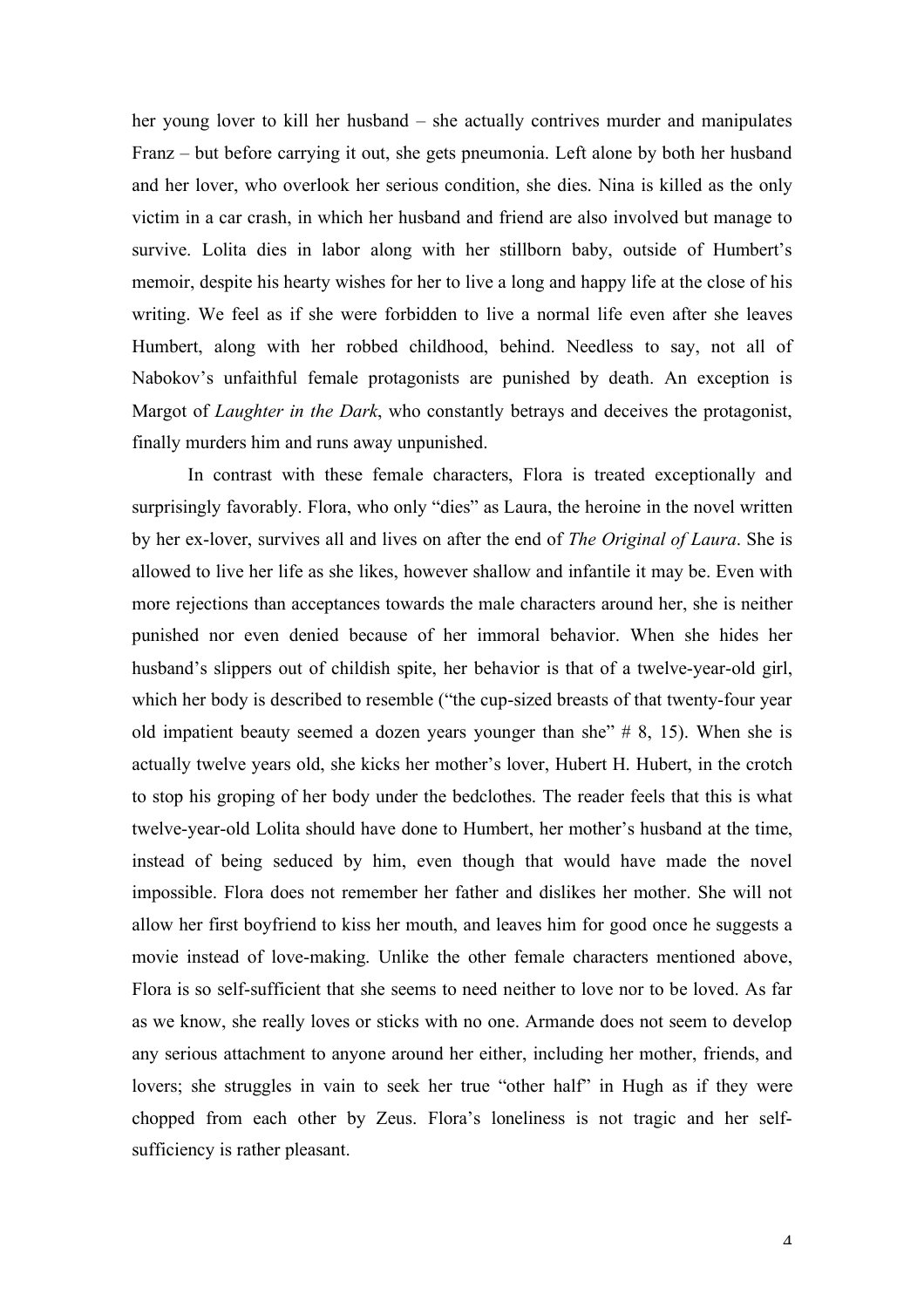her young lover to kill her husband – she actually contrives murder and manipulates Franz – but before carrying it out, she gets pneumonia. Left alone by both her husband and her lover, who overlook her serious condition, she dies. Nina is killed as the only victim in a car crash, in which her husband and friend are also involved but manage to survive. Lolita dies in labor along with her stillborn baby, outside of Humbert's memoir, despite his hearty wishes for her to live a long and happy life at the close of his writing. We feel as if she were forbidden to live a normal life even after she leaves Humbert, along with her robbed childhood, behind. Needless to say, not all of Nabokov's unfaithful female protagonists are punished by death. An exception is Margot of *Laughter in the Dark*, who constantly betrays and deceives the protagonist, finally murders him and runs away unpunished.

In contrast with these female characters, Flora is treated exceptionally and surprisingly favorably. Flora, who only "dies" as Laura, the heroine in the novel written by her ex-lover, survives all and lives on after the end of *The Original of Laura*. She is allowed to live her life as she likes, however shallow and infantile it may be. Even with more rejections than acceptances towards the male characters around her, she is neither punished nor even denied because of her immoral behavior. When she hides her husband's slippers out of childish spite, her behavior is that of a twelve-year-old girl, which her body is described to resemble ("the cup-sized breasts of that twenty-four year old impatient beauty seemed a dozen years younger than she" # 8, 15). When she is actually twelve years old, she kicks her mother's lover, Hubert H. Hubert, in the crotch to stop his groping of her body under the bedclothes. The reader feels that this is what twelve-year-old Lolita should have done to Humbert, her mother's husband at the time, instead of being seduced by him, even though that would have made the novel impossible. Flora does not remember her father and dislikes her mother. She will not allow her first boyfriend to kiss her mouth, and leaves him for good once he suggests a movie instead of love-making. Unlike the other female characters mentioned above, Flora is so self-sufficient that she seems to need neither to love nor to be loved. As far as we know, she really loves or sticks with no one. Armande does not seem to develop any serious attachment to anyone around her either, including her mother, friends, and lovers; she struggles in vain to seek her true "other half" in Hugh as if they were chopped from each other by Zeus. Flora's loneliness is not tragic and her self-sufficiency is rather pleasant.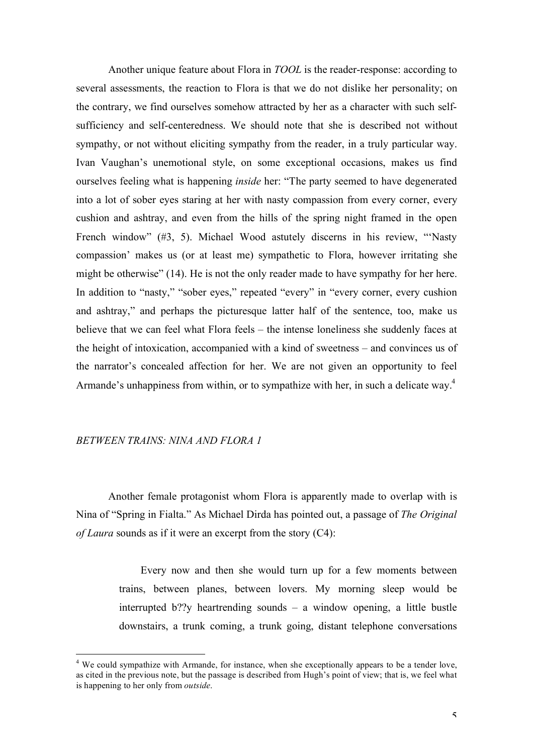Another unique feature about Flora in *TOOL* is the reader-response: according to several assessments, the reaction to Flora is that we do not dislike her personality; on the contrary, we find ourselves somehow attracted by her as a character with such self-sufficiency and self-centeredness. We should note that she is described not without sympathy, or not without eliciting sympathy from the reader, in a truly particular way. Ivan Vaughan's unemotional style, on some exceptional occasions, makes us find ourselves feeling what is happening *inside* her: "The party seemed to have degenerated into a lot of sober eyes staring at her with nasty compassion from every corner, every cushion and ashtray, and even from the hills of the spring night framed in the open French window" (#3, 5). Michael Wood astutely discerns in his review, "'Nasty compassion' makes us (or at least me) sympathetic to Flora, however irritating she might be otherwise" (14). He is not the only reader made to have sympathy for her here. In addition to "nasty," "sober eyes," repeated "every" in "every corner, every cushion and ashtray," and perhaps the picturesque latter half of the sentence, too, make us believe that we can feel what Flora feels – the intense loneliness she suddenly faces at the height of intoxication, accompanied with a kind of sweetness – and convinces us of the narrator's concealed affection for her. We are not given an opportunity to feel Armande's unhappiness from within, or to sympathize with her, in such a delicate way.[4]

## *BETWEEN TRAINS: NINA AND FLORA 1*

Another female protagonist whom Flora is apparently made to overlap with is Nina of "Spring in Fialta." As Michael Dirda has pointed out, a passage of *The Original of Laura* sounds as if it were an excerpt from the story (C4):

> Every now and then she would turn up for a few moments between trains, between planes, between lovers. My morning sleep would be interrupted b??y heartrending sounds – a window opening, a little bustle downstairs, a trunk coming, a trunk going, distant telephone conversations

[4] We could sympathize with Armande, for instance, when she exceptionally appears to be a tender love, as cited in the previous note, but the passage is described from Hugh's point of view; that is, we feel what is happening to her only from *outside*.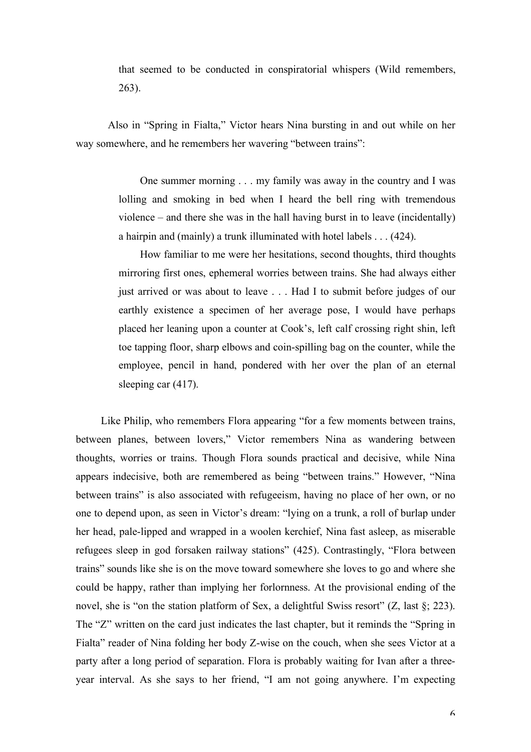> that seemed to be conducted in conspiratorial whispers (Wild remembers, 263).

Also in "Spring in Fialta," Victor hears Nina bursting in and out while on her way somewhere, and he remembers her wavering "between trains":

> One summer morning . . . my family was away in the country and I was lolling and smoking in bed when I heard the bell ring with tremendous violence – and there she was in the hall having burst in to leave (incidentally) a hairpin and (mainly) a trunk illuminated with hotel labels . . . (424).
>
> How familiar to me were her hesitations, second thoughts, third thoughts mirroring first ones, ephemeral worries between trains. She had always either just arrived or was about to leave . . . Had I to submit before judges of our earthly existence a specimen of her average pose, I would have perhaps placed her leaning upon a counter at Cook's, left calf crossing right shin, left toe tapping floor, sharp elbows and coin-spilling bag on the counter, while the employee, pencil in hand, pondered with her over the plan of an eternal sleeping car (417).

Like Philip, who remembers Flora appearing "for a few moments between trains, between planes, between lovers," Victor remembers Nina as wandering between thoughts, worries or trains. Though Flora sounds practical and decisive, while Nina appears indecisive, both are remembered as being "between trains." However, "Nina between trains" is also associated with refugeeism, having no place of her own, or no one to depend upon, as seen in Victor's dream: "lying on a trunk, a roll of burlap under her head, pale-lipped and wrapped in a woolen kerchief, Nina fast asleep, as miserable refugees sleep in god forsaken railway stations" (425). Contrastingly, "Flora between trains" sounds like she is on the move toward somewhere she loves to go and where she could be happy, rather than implying her forlornness. At the provisional ending of the novel, she is "on the station platform of Sex, a delightful Swiss resort" (Z, last §; 223). The "Z" written on the card just indicates the last chapter, but it reminds the "Spring in Fialta" reader of Nina folding her body Z-wise on the couch, when she sees Victor at a party after a long period of separation. Flora is probably waiting for Ivan after a three-year interval. As she says to her friend, "I am not going anywhere. I'm expecting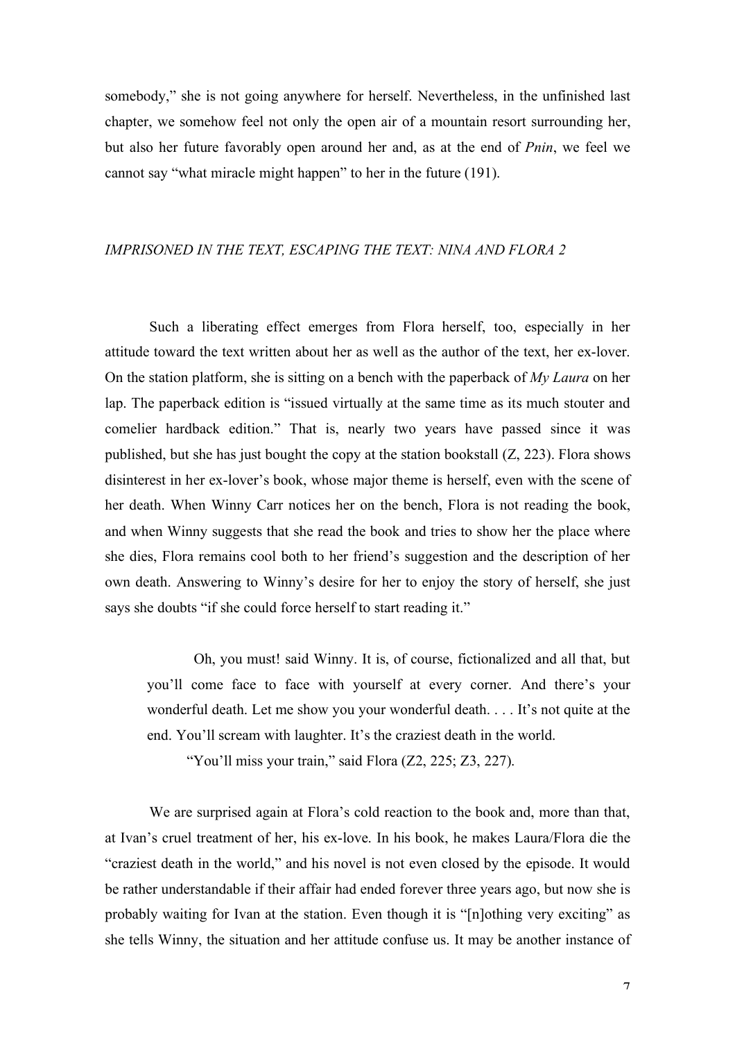somebody," she is not going anywhere for herself. Nevertheless, in the unfinished last chapter, we somehow feel not only the open air of a mountain resort surrounding her, but also her future favorably open around her and, as at the end of *Pnin*, we feel we cannot say "what miracle might happen" to her in the future (191).

### *IMPRISONED IN THE TEXT, ESCAPING THE TEXT: NINA AND FLORA 2*

Such a liberating effect emerges from Flora herself, too, especially in her attitude toward the text written about her as well as the author of the text, her ex-lover. On the station platform, she is sitting on a bench with the paperback of *My Laura* on her lap. The paperback edition is "issued virtually at the same time as its much stouter and comelier hardback edition." That is, nearly two years have passed since it was published, but she has just bought the copy at the station bookstall (Z, 223). Flora shows disinterest in her ex-lover's book, whose major theme is herself, even with the scene of her death. When Winny Carr notices her on the bench, Flora is not reading the book, and when Winny suggests that she read the book and tries to show her the place where she dies, Flora remains cool both to her friend's suggestion and the description of her own death. Answering to Winny's desire for her to enjoy the story of herself, she just says she doubts "if she could force herself to start reading it."

> Oh, you must! said Winny. It is, of course, fictionalized and all that, but you'll come face to face with yourself at every corner. And there's your wonderful death. Let me show you your wonderful death. . . . It's not quite at the end. You'll scream with laughter. It's the craziest death in the world.
>
> "You'll miss your train," said Flora (Z2, 225; Z3, 227).

We are surprised again at Flora's cold reaction to the book and, more than that, at Ivan's cruel treatment of her, his ex-love. In his book, he makes Laura/Flora die the "craziest death in the world," and his novel is not even closed by the episode. It would be rather understandable if their affair had ended forever three years ago, but now she is probably waiting for Ivan at the station. Even though it is "[n]othing very exciting" as she tells Winny, the situation and her attitude confuse us. It may be another instance of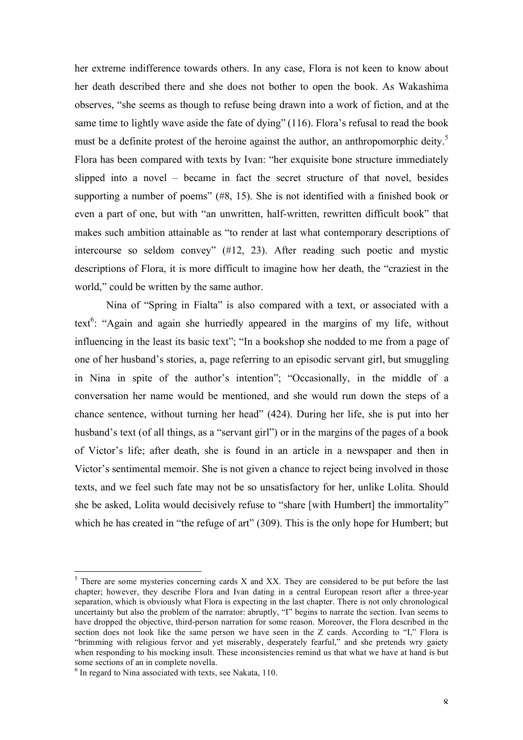her extreme indifference towards others. In any case, Flora is not keen to know about her death described there and she does not bother to open the book. As Wakashima observes, "she seems as though to refuse being drawn into a work of fiction, and at the same time to lightly wave aside the fate of dying" (116). Flora's refusal to read the book must be a definite protest of the heroine against the author, an anthropomorphic deity.[5] Flora has been compared with texts by Ivan: "her exquisite bone structure immediately slipped into a novel – became in fact the secret structure of that novel, besides supporting a number of poems" (#8, 15). She is not identified with a finished book or even a part of one, but with "an unwritten, half-written, rewritten difficult book" that makes such ambition attainable as "to render at last what contemporary descriptions of intercourse so seldom convey" (#12, 23). After reading such poetic and mystic descriptions of Flora, it is more difficult to imagine how her death, the "craziest in the world," could be written by the same author.

Nina of "Spring in Fialta" is also compared with a text, or associated with a text[6]: "Again and again she hurriedly appeared in the margins of my life, without influencing in the least its basic text"; "In a bookshop she nodded to me from a page of one of her husband's stories, a, page referring to an episodic servant girl, but smuggling in Nina in spite of the author's intention"; "Occasionally, in the middle of a conversation her name would be mentioned, and she would run down the steps of a chance sentence, without turning her head" (424). During her life, she is put into her husband's text (of all things, as a "servant girl") or in the margins of the pages of a book of Victor's life; after death, she is found in an article in a newspaper and then in Victor's sentimental memoir. She is not given a chance to reject being involved in those texts, and we feel such fate may not be so unsatisfactory for her, unlike Lolita. Should she be asked, Lolita would decisively refuse to "share [with Humbert] the immortality" which he has created in "the refuge of art" (309). This is the only hope for Humbert; but

---

[5] There are some mysteries concerning cards X and XX. They are considered to be put before the last chapter; however, they describe Flora and Ivan dating in a central European resort after a three-year separation, which is obviously what Flora is expecting in the last chapter. There is not only chronological uncertainty but also the problem of the narrator: abruptly, "I" begins to narrate the section. Ivan seems to have dropped the objective, third-person narration for some reason. Moreover, the Flora described in the section does not look like the same person we have seen in the Z cards. According to "I," Flora is "brimming with religious fervor and yet miserably, desperately fearful," and she pretends wry gaiety when responding to his mocking insult. These inconsistencies remind us that what we have at hand is but some sections of an in complete novella.

[6] In regard to Nina associated with texts, see Nakata, 110.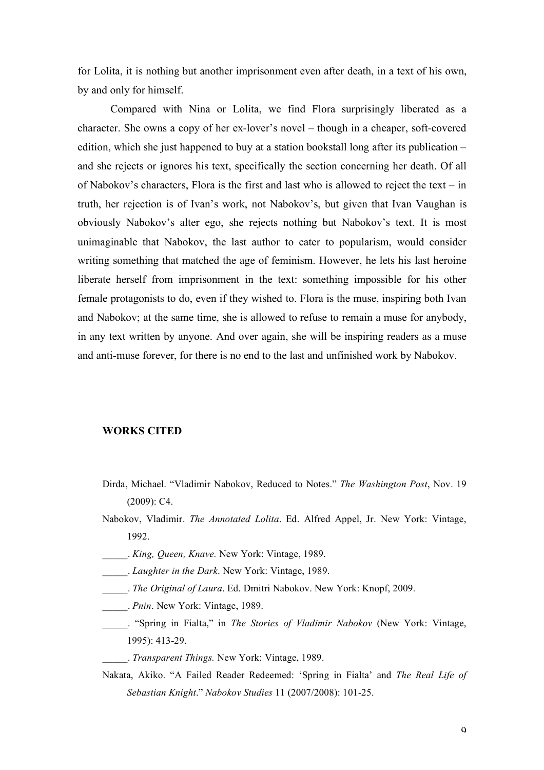for Lolita, it is nothing but another imprisonment even after death, in a text of his own, by and only for himself.

Compared with Nina or Lolita, we find Flora surprisingly liberated as a character. She owns a copy of her ex-lover's novel – though in a cheaper, soft-covered edition, which she just happened to buy at a station bookstall long after its publication – and she rejects or ignores his text, specifically the section concerning her death. Of all of Nabokov's characters, Flora is the first and last who is allowed to reject the text – in truth, her rejection is of Ivan's work, not Nabokov's, but given that Ivan Vaughan is obviously Nabokov's alter ego, she rejects nothing but Nabokov's text. It is most unimaginable that Nabokov, the last author to cater to popularism, would consider writing something that matched the age of feminism. However, he lets his last heroine liberate herself from imprisonment in the text: something impossible for his other female protagonists to do, even if they wished to. Flora is the muse, inspiring both Ivan and Nabokov; at the same time, she is allowed to refuse to remain a muse for anybody, in any text written by anyone. And over again, she will be inspiring readers as a muse and anti-muse forever, for there is no end to the last and unfinished work by Nabokov.

## WORKS CITED

Dirda, Michael. "Vladimir Nabokov, Reduced to Notes." *The Washington Post*, Nov. 19 (2009): C4.

Nabokov, Vladimir. *The Annotated Lolita*. Ed. Alfred Appel, Jr. New York: Vintage, 1992.

_____. *King, Queen, Knave.* New York: Vintage, 1989.

_____. *Laughter in the Dark*. New York: Vintage, 1989.

_____. *The Original of Laura*. Ed. Dmitri Nabokov. New York: Knopf, 2009.

_____. *Pnin*. New York: Vintage, 1989.

_____. "Spring in Fialta," in *The Stories of Vladimir Nabokov* (New York: Vintage, 1995): 413-29.

_____. *Transparent Things.* New York: Vintage, 1989.

Nakata, Akiko. "A Failed Reader Redeemed: 'Spring in Fialta' and *The Real Life of Sebastian Knight*." *Nabokov Studies* 11 (2007/2008): 101-25.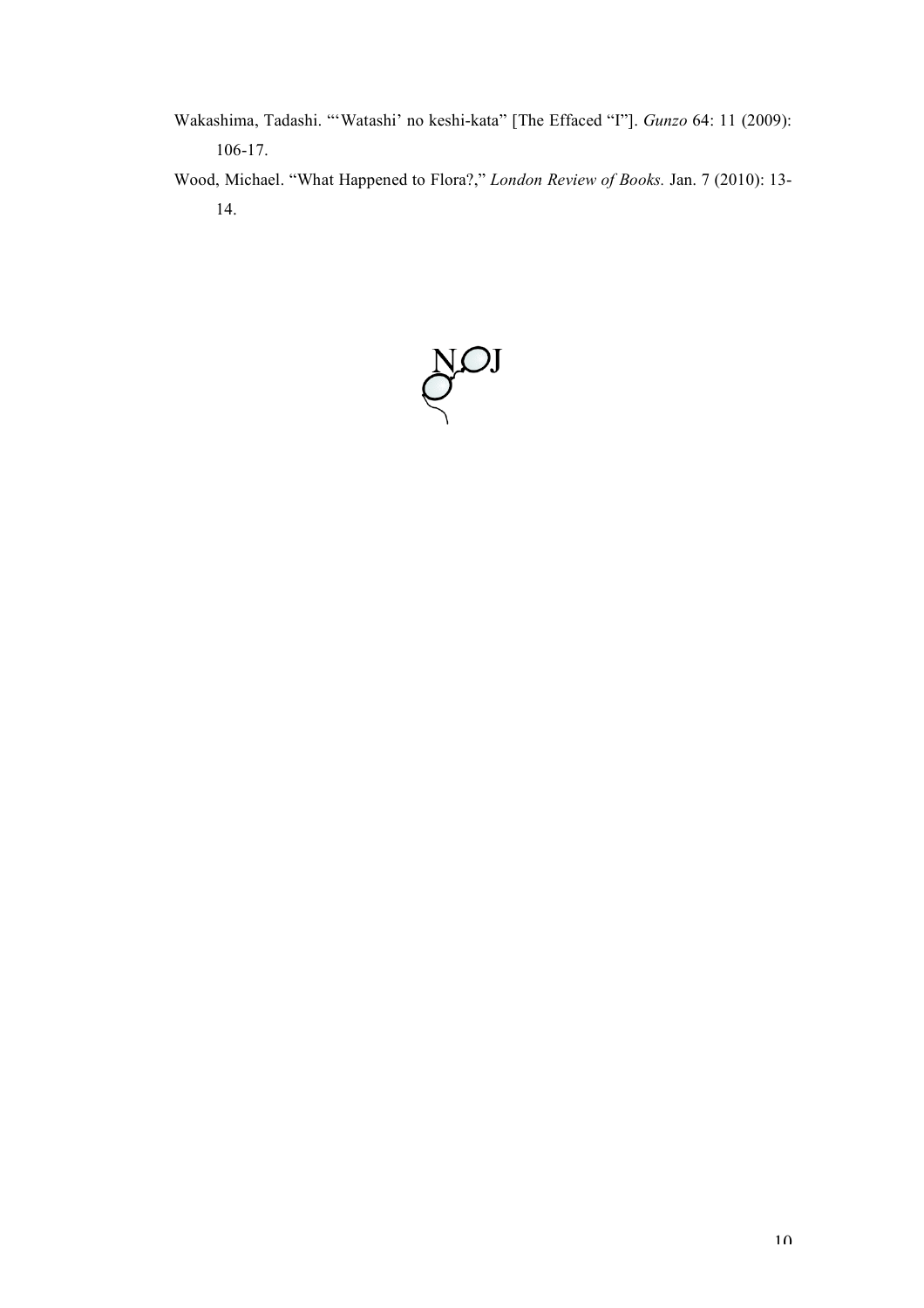Wakashima, Tadashi. "'Watashi' no keshi-kata" [The Effaced "I"]. *Gunzo* 64: 11 (2009): 106-17.

Wood, Michael. "What Happened to Flora?," *London Review of Books.* Jan. 7 (2010): 13-14.